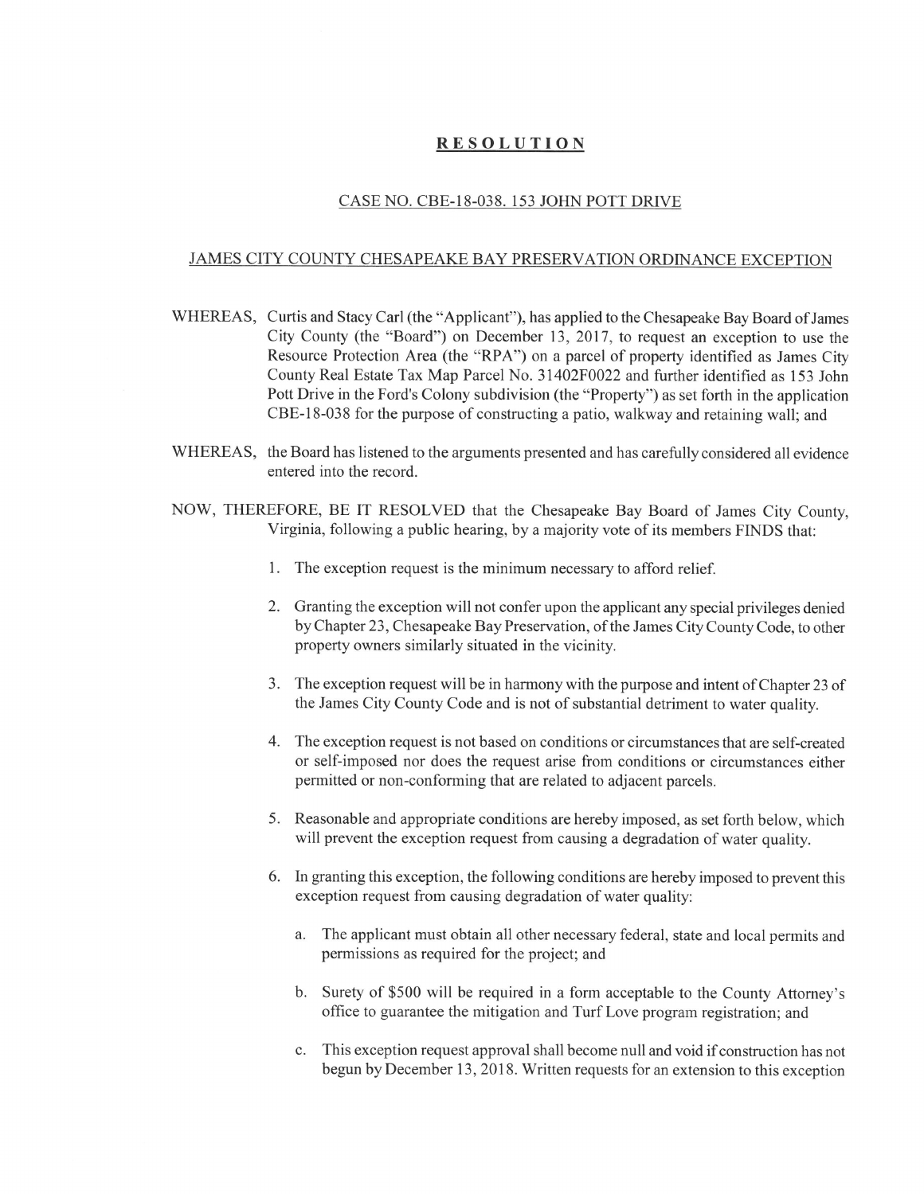# **RESOLUTION**

## CASE NO. CBE-18-038. 153 JOHN POTT DRIVE

## JAMES CITY COUNTY CHESAPEAKE BAY PRESERVATION ORDINANCE EXCEPTION

WHEREAS, Curtis and Stacy Carl (the "Applicant"), has applied to the Chesapeake Bay Board of James City County (the "Board") on December 13, 2017, to request an exception to use the Resource Protection Area (the "RPA") on a parcel of property identified as James City County Real Estate Tax Map Parcel No. 31402F0022 and further identified as 153 John Pott Drive in the Ford's Colony subdivision (the "Property") as set forth in the application CBE-18-038 for the purpose of constructing a patio, walkway and retaining wall; and

WHEREAS, the Board has listened to the arguments presented and has carefully considered all evidence entered into the record.

NOW, THEREFORE, BE IT RESOLVED that the Chesapeake Bay Board of James City County, Virginia, following a public hearing, by a majority vote of its members FINDS that:

1. The exception request is the minimum necessary to afford relief.
2. Granting the exception will not confer upon the applicant any special privileges denied by Chapter 23, Chesapeake Bay Preservation, of the James City County Code, to other property owners similarly situated in the vicinity.
3. The exception request will be in harmony with the purpose and intent of Chapter 23 of the James City County Code and is not of substantial detriment to water quality.
4. The exception request is not based on conditions or circumstances that are self-created or self-imposed nor does the request arise from conditions or circumstances either permitted or non-conforming that are related to adjacent parcels.
5. Reasonable and appropriate conditions are hereby imposed, as set forth below, which will prevent the exception request from causing a degradation of water quality.
6. In granting this exception, the following conditions are hereby imposed to prevent this exception request from causing degradation of water quality:
   a. The applicant must obtain all other necessary federal, state and local permits and permissions as required for the project; and
   b. Surety of $500 will be required in a form acceptable to the County Attorney's office to guarantee the mitigation and Turf Love program registration; and
   c. This exception request approval shall become null and void if construction has not begun by December 13, 2018. Written requests for an extension to this exception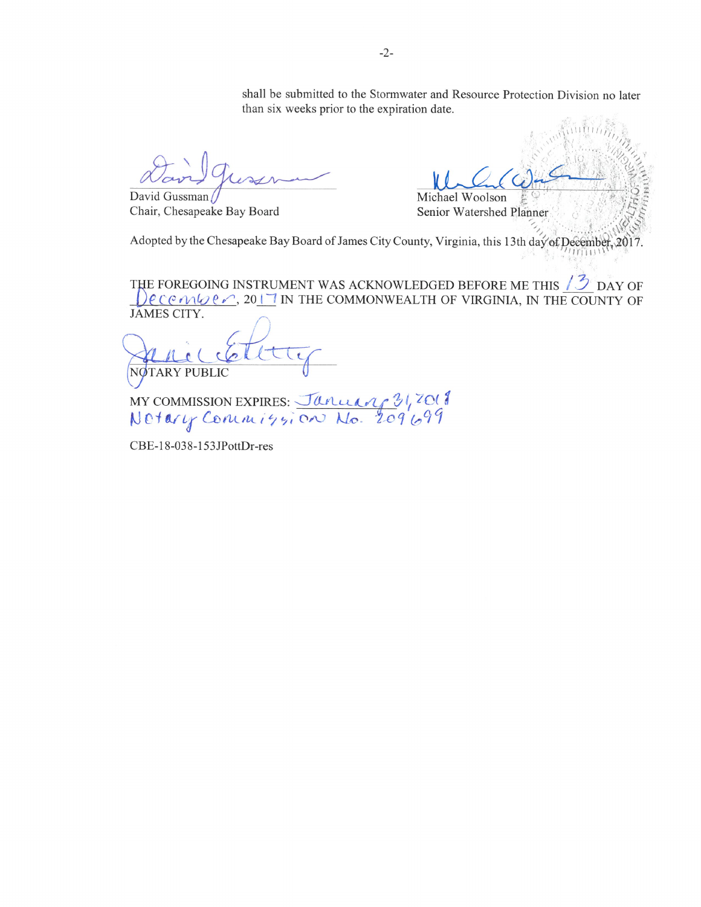shall be submitted to the Stormwater and Resource Protection Division no later than six weeks prior to the expiration date.

David Gussman
Chair, Chesapeake Bay Board

Michael Woolson
Senior Watershed Planner

Adopted by the Chesapeake Bay Board of James City County, Virginia, this 13th day of December, 2017.

THE FOREGOING INSTRUMENT WAS ACKNOWLEDGED BEFORE ME THIS 13 DAY OF December, 2017 IN THE COMMONWEALTH OF VIRGINIA, IN THE COUNTY OF JAMES CITY.

NOTARY PUBLIC

MY COMMISSION EXPIRES: January 31, 2018
Notary Commission No. 209699

CBE-18-038-153JPottDr-res